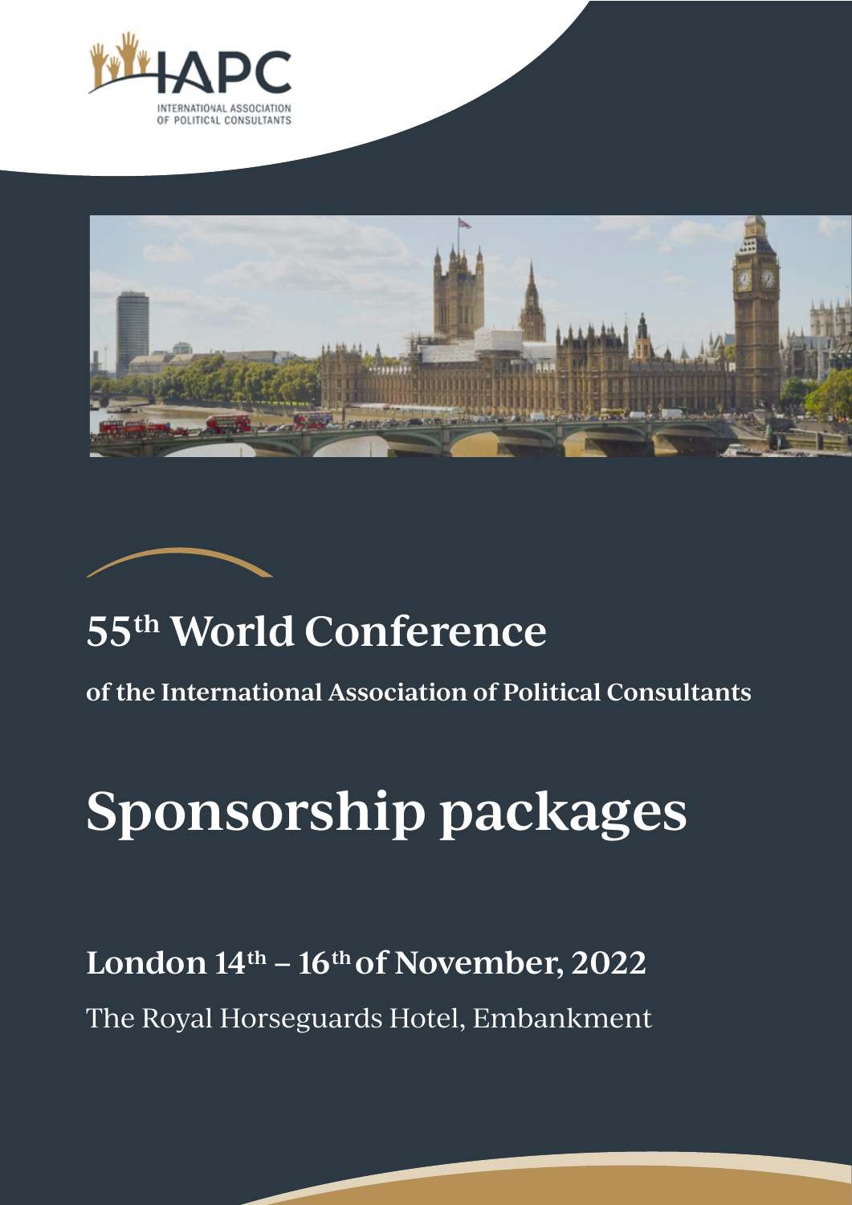IAPC

INTERNATIONAL ASSOCIATION OF POLITICAL CONSULTANTS

# 55th World Conference

**of the International Association of Political Consultants**

# Sponsorship packages

## London 14th – 16th of November, 2022

The Royal Horseguards Hotel, Embankment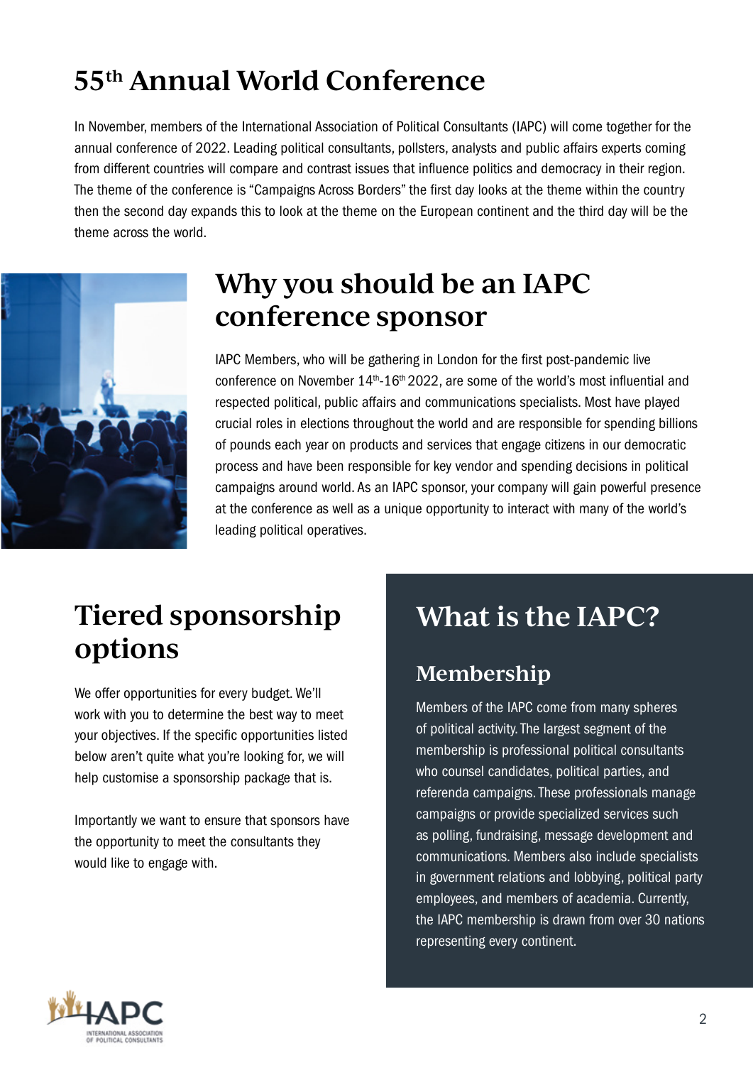# 55th Annual World Conference

In November, members of the International Association of Political Consultants (IAPC) will come together for the annual conference of 2022. Leading political consultants, pollsters, analysts and public affairs experts coming from different countries will compare and contrast issues that influence politics and democracy in their region. The theme of the conference is "Campaigns Across Borders" the first day looks at the theme within the country then the second day expands this to look at the theme on the European continent and the third day will be the theme across the world.

## Why you should be an IAPC conference sponsor

IAPC Members, who will be gathering in London for the first post-pandemic live conference on November 14th-16th 2022, are some of the world's most influential and respected political, public affairs and communications specialists. Most have played crucial roles in elections throughout the world and are responsible for spending billions of pounds each year on products and services that engage citizens in our democratic process and have been responsible for key vendor and spending decisions in political campaigns around world. As an IAPC sponsor, your company will gain powerful presence at the conference as well as a unique opportunity to interact with many of the world's leading political operatives.

## Tiered sponsorship options

We offer opportunities for every budget. We'll work with you to determine the best way to meet your objectives. If the specific opportunities listed below aren't quite what you're looking for, we will help customise a sponsorship package that is.

Importantly we want to ensure that sponsors have the opportunity to meet the consultants they would like to engage with.

## What is the IAPC?

### Membership

Members of the IAPC come from many spheres of political activity. The largest segment of the membership is professional political consultants who counsel candidates, political parties, and referenda campaigns. These professionals manage campaigns or provide specialized services such as polling, fundraising, message development and communications. Members also include specialists in government relations and lobbying, political party employees, and members of academia. Currently, the IAPC membership is drawn from over 30 nations representing every continent.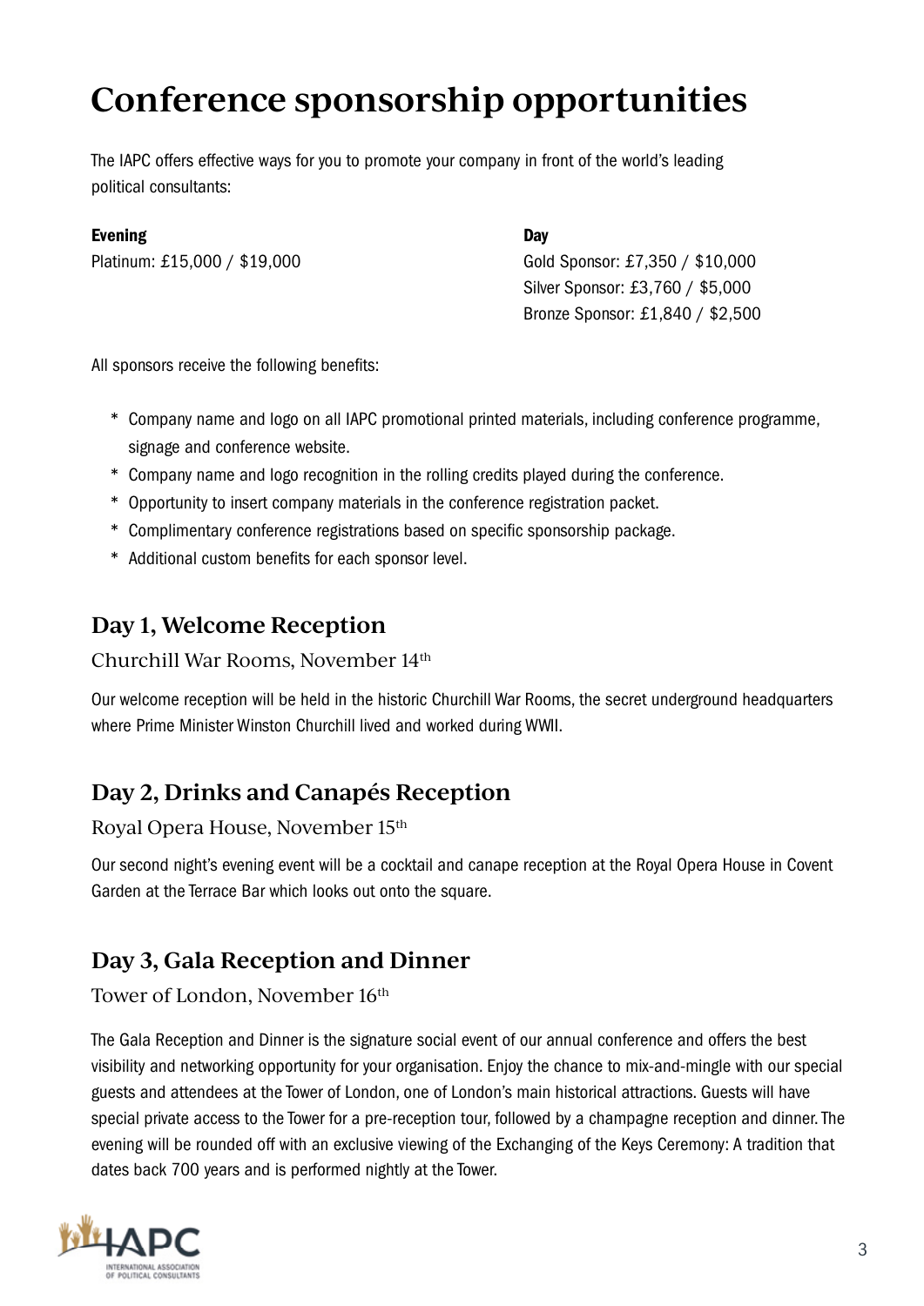# Conference sponsorship opportunities

The IAPC offers effective ways for you to promote your company in front of the world's leading political consultants:

**Evening**

Platinum: £15,000 / $19,000

**Day**

Gold Sponsor: £7,350 / $10,000
Silver Sponsor: £3,760 / $5,000
Bronze Sponsor: £1,840 / $2,500

All sponsors receive the following benefits:

* Company name and logo on all IAPC promotional printed materials, including conference programme, signage and conference website.
* Company name and logo recognition in the rolling credits played during the conference.
* Opportunity to insert company materials in the conference registration packet.
* Complimentary conference registrations based on specific sponsorship package.
* Additional custom benefits for each sponsor level.

## Day 1, Welcome Reception

Churchill War Rooms, November 14th

Our welcome reception will be held in the historic Churchill War Rooms, the secret underground headquarters where Prime Minister Winston Churchill lived and worked during WWII.

## Day 2, Drinks and Canapés Reception

Royal Opera House, November 15th

Our second night's evening event will be a cocktail and canape reception at the Royal Opera House in Covent Garden at the Terrace Bar which looks out onto the square.

## Day 3, Gala Reception and Dinner

Tower of London, November 16th

The Gala Reception and Dinner is the signature social event of our annual conference and offers the best visibility and networking opportunity for your organisation. Enjoy the chance to mix-and-mingle with our special guests and attendees at the Tower of London, one of London's main historical attractions. Guests will have special private access to the Tower for a pre-reception tour, followed by a champagne reception and dinner. The evening will be rounded off with an exclusive viewing of the Exchanging of the Keys Ceremony: A tradition that dates back 700 years and is performed nightly at the Tower.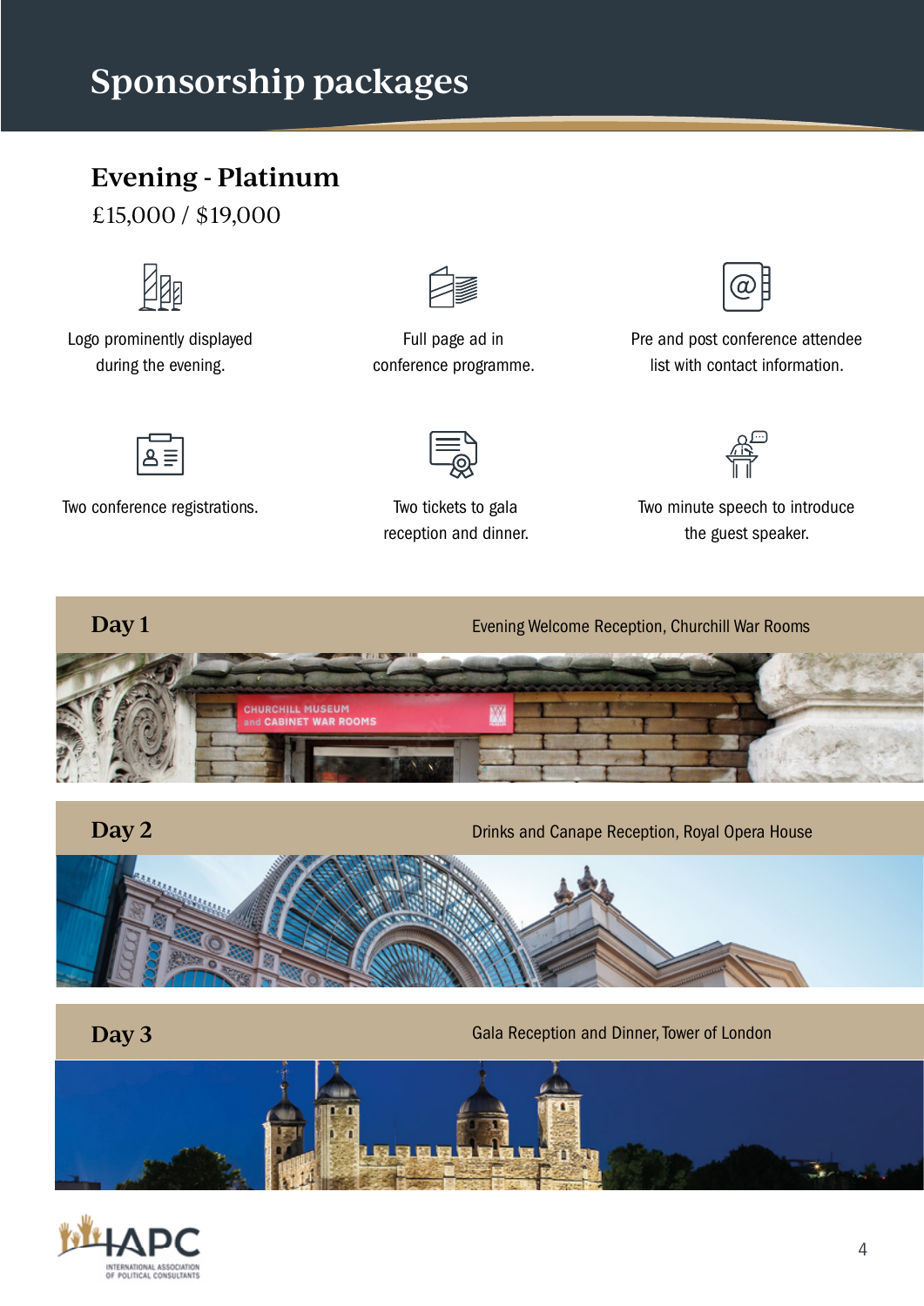# Sponsorship packages

## Evening - Platinum

£15,000 / $19,000

- Logo prominently displayed during the evening.
- Full page ad in conference programme.
- Pre and post conference attendee list with contact information.
- Two conference registrations.
- Two tickets to gala reception and dinner.
- Two minute speech to introduce the guest speaker.

### Day 1

Evening Welcome Reception, Churchill War Rooms

### Day 2

Drinks and Canape Reception, Royal Opera House

### Day 3

Gala Reception and Dinner, Tower of London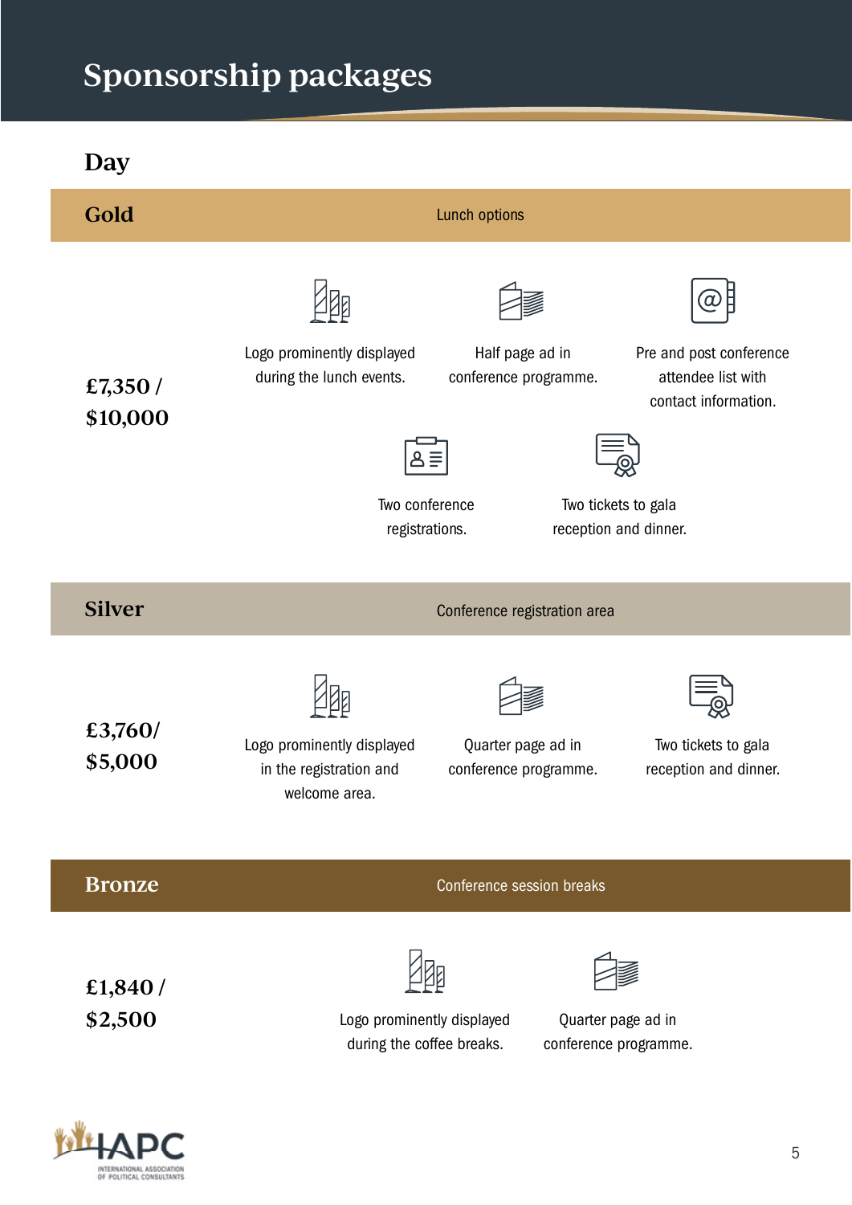# Sponsorship packages

## Day

### Gold

Lunch options

**£7,350 / $10,000**

- Logo prominently displayed during the lunch events.
- Half page ad in conference programme.
- Pre and post conference attendee list with contact information.
- Two conference registrations.
- Two tickets to gala reception and dinner.

### Silver

Conference registration area

**£3,760/ $5,000**

- Logo prominently displayed in the registration and welcome area.
- Quarter page ad in conference programme.
- Two tickets to gala reception and dinner.

### Bronze

Conference session breaks

**£1,840 / $2,500**

- Logo prominently displayed during the coffee breaks.
- Quarter page ad in conference programme.

IAPC
INTERNATIONAL ASSOCIATION OF POLITICAL CONSULTANTS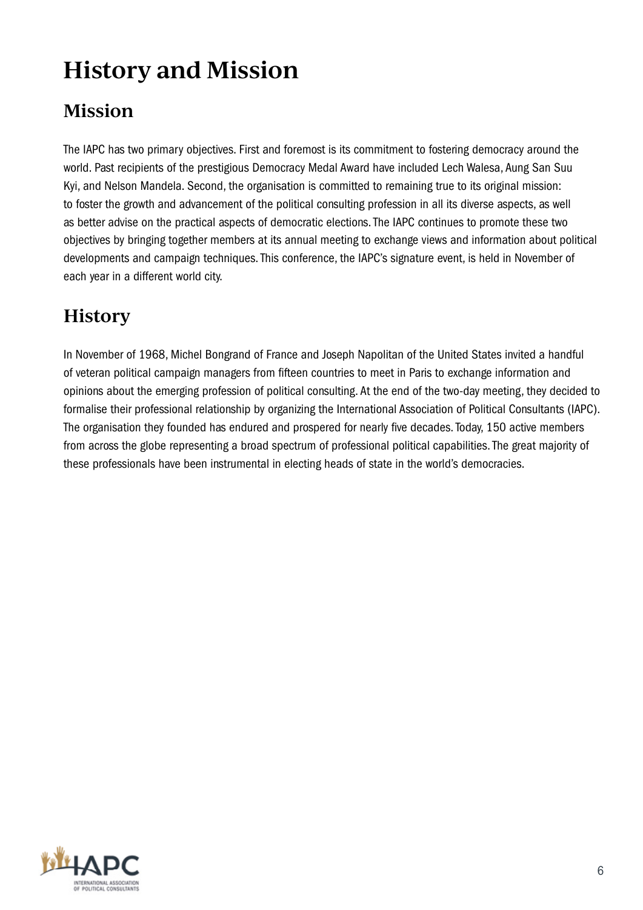# History and Mission

## Mission

The IAPC has two primary objectives. First and foremost is its commitment to fostering democracy around the world. Past recipients of the prestigious Democracy Medal Award have included Lech Walesa, Aung San Suu Kyi, and Nelson Mandela. Second, the organisation is committed to remaining true to its original mission: to foster the growth and advancement of the political consulting profession in all its diverse aspects, as well as better advise on the practical aspects of democratic elections. The IAPC continues to promote these two objectives by bringing together members at its annual meeting to exchange views and information about political developments and campaign techniques. This conference, the IAPC's signature event, is held in November of each year in a different world city.

## History

In November of 1968, Michel Bongrand of France and Joseph Napolitan of the United States invited a handful of veteran political campaign managers from fifteen countries to meet in Paris to exchange information and opinions about the emerging profession of political consulting. At the end of the two-day meeting, they decided to formalise their professional relationship by organizing the International Association of Political Consultants (IAPC). The organisation they founded has endured and prospered for nearly five decades. Today, 150 active members from across the globe representing a broad spectrum of professional political capabilities. The great majority of these professionals have been instrumental in electing heads of state in the world's democracies.